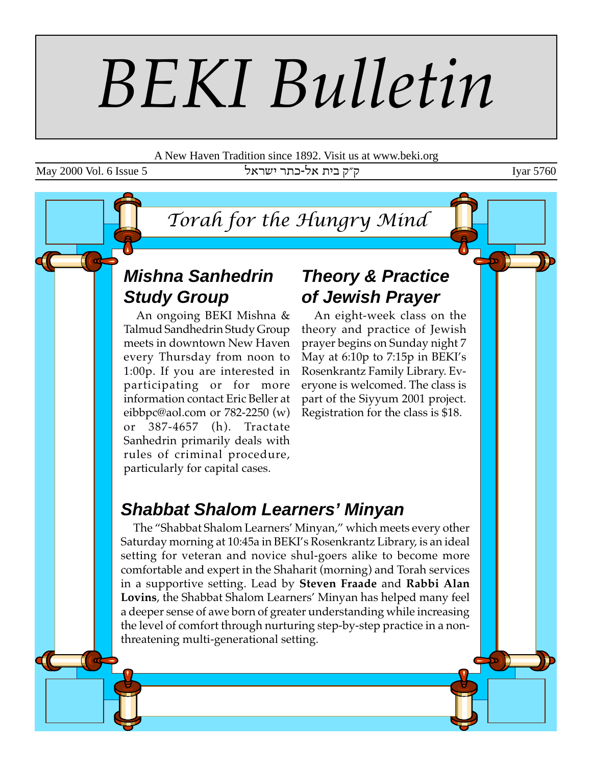# BEKI Bulletin

A New Haven Tradition since 1892. Visit us at www.beki.org

May 2000 Vol. 6 Issue 5 ק״ק בית אל-כתר ישראל Iyar 5760

*Torah for the Hungry Mind*

## Mishna Sanhedrin Study Group

An ongoing BEKI Mishna & Talmud Sandhedrin Study Group meets in downtown New Haven every Thursday from noon to 1:00p. If you are interested in participating or for more information contact Eric Beller at eibbpc@aol.com or 782-2250 (w) or 387-4657 (h). Tractate Sanhedrin primarily deals with rules of criminal procedure, particularly for capital cases.

## Theory & Practice of Jewish Prayer

An eight-week class on the theory and practice of Jewish prayer begins on Sunday night 7 May at 6:10p to 7:15p in BEKI's Rosenkrantz Family Library. Everyone is welcomed. The class is part of the Siyyum 2001 project. Registration for the class is $18.

## Shabbat Shalom Learners' Minyan

The "Shabbat Shalom Learners' Minyan," which meets every other Saturday morning at 10:45a in BEKI's Rosenkrantz Library, is an ideal setting for veteran and novice shul-goers alike to become more comfortable and expert in the Shaharit (morning) and Torah services in a supportive setting. Lead by **Steven Fraade** and **Rabbi Alan Lovins**, the Shabbat Shalom Learners' Minyan has helped many feel a deeper sense of awe born of greater understanding while increasing the level of comfort through nurturing step-by-step practice in a non-threatening multi-generational setting.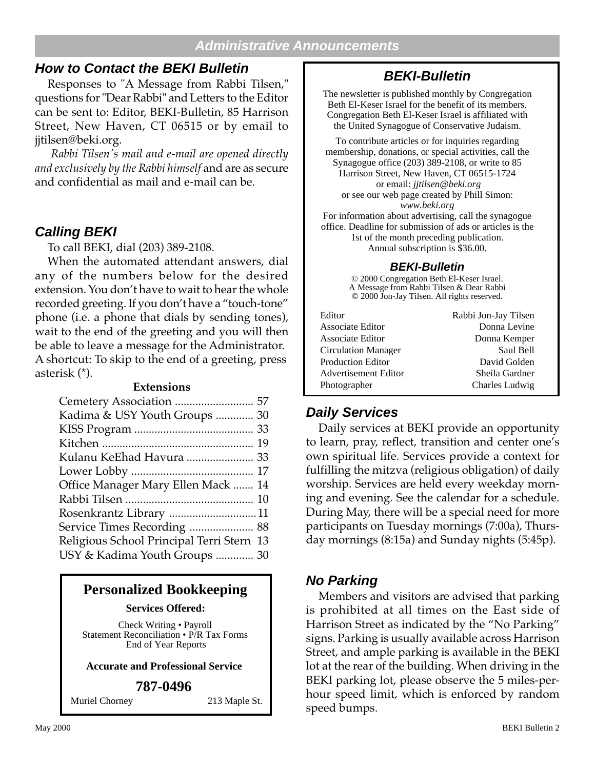## Administrative Announcements

### How to Contact the BEKI Bulletin

Responses to "A Message from Rabbi Tilsen," questions for "Dear Rabbi" and Letters to the Editor can be sent to: Editor, BEKI-Bulletin, 85 Harrison Street, New Haven, CT 06515 or by email to jjtilsen@beki.org.

*Rabbi Tilsen's mail and e-mail are opened directly and exclusively by the Rabbi himself* and are as secure and confidential as mail and e-mail can be.

### Calling BEKI

To call BEKI, dial (203) 389-2108.

When the automated attendant answers, dial any of the numbers below for the desired extension. You don't have to wait to hear the whole recorded greeting. If you don't have a "touch-tone" phone (i.e. a phone that dials by sending tones), wait to the end of the greeting and you will then be able to leave a message for the Administrator. A shortcut: To skip to the end of a greeting, press asterisk (*).

**Extensions**

| Extension | Number |
|---|---|
| Cemetery Association | 57 |
| Kadima & USY Youth Groups | 30 |
| KISS Program | 33 |
| Kitchen | 19 |
| Kulanu KeEhad Havura | 33 |
| Lower Lobby | 17 |
| Office Manager Mary Ellen Mack | 14 |
| Rabbi Tilsen | 10 |
| Rosenkrantz Library | 11 |
| Service Times Recording | 88 |
| Religious School Principal Terri Stern | 13 |
| USY & Kadima Youth Groups | 30 |

**Personalized Bookkeeping**

**Services Offered:**

Check Writing • Payroll
Statement Reconciliation • P/R Tax Forms
End of Year Reports

**Accurate and Professional Service**

**787-0496**

Muriel Chorney — 213 Maple St.

### BEKI-Bulletin

The newsletter is published monthly by Congregation Beth El-Keser Israel for the benefit of its members. Congregation Beth El-Keser Israel is affiliated with the United Synagogue of Conservative Judaism.

To contribute articles or for inquiries regarding membership, donations, or special activities, call the Synagogue office (203) 389-2108, or write to 85 Harrison Street, New Haven, CT 06515-1724 or email: *jjtilsen@beki.org* or see our web page created by Phill Simon: *www.beki.org*
For information about advertising, call the synagogue office. Deadline for submission of ads or articles is the 1st of the month preceding publication.
Annual subscription is $36.00.

**BEKI-Bulletin**

© 2000 Congregation Beth El-Keser Israel.
A Message from Rabbi Tilsen & Dear Rabbi
© 2000 Jon-Jay Tilsen. All rights reserved.

| Role | Name |
|---|---|
| Editor | Rabbi Jon-Jay Tilsen |
| Associate Editor | Donna Levine |
| Associate Editor | Donna Kemper |
| Circulation Manager | Saul Bell |
| Production Editor | David Golden |
| Advertisement Editor | Sheila Gardner |
| Photographer | Charles Ludwig |

### Daily Services

Daily services at BEKI provide an opportunity to learn, pray, reflect, transition and center one's own spiritual life. Services provide a context for fulfilling the mitzva (religious obligation) of daily worship. Services are held every weekday morning and evening. See the calendar for a schedule. During May, there will be a special need for more participants on Tuesday mornings (7:00a), Thursday mornings (8:15a) and Sunday nights (5:45p).

### No Parking

Members and visitors are advised that parking is prohibited at all times on the East side of Harrison Street as indicated by the "No Parking" signs. Parking is usually available across Harrison Street, and ample parking is available in the BEKI lot at the rear of the building. When driving in the BEKI parking lot, please observe the 5 miles-per-hour speed limit, which is enforced by random speed bumps.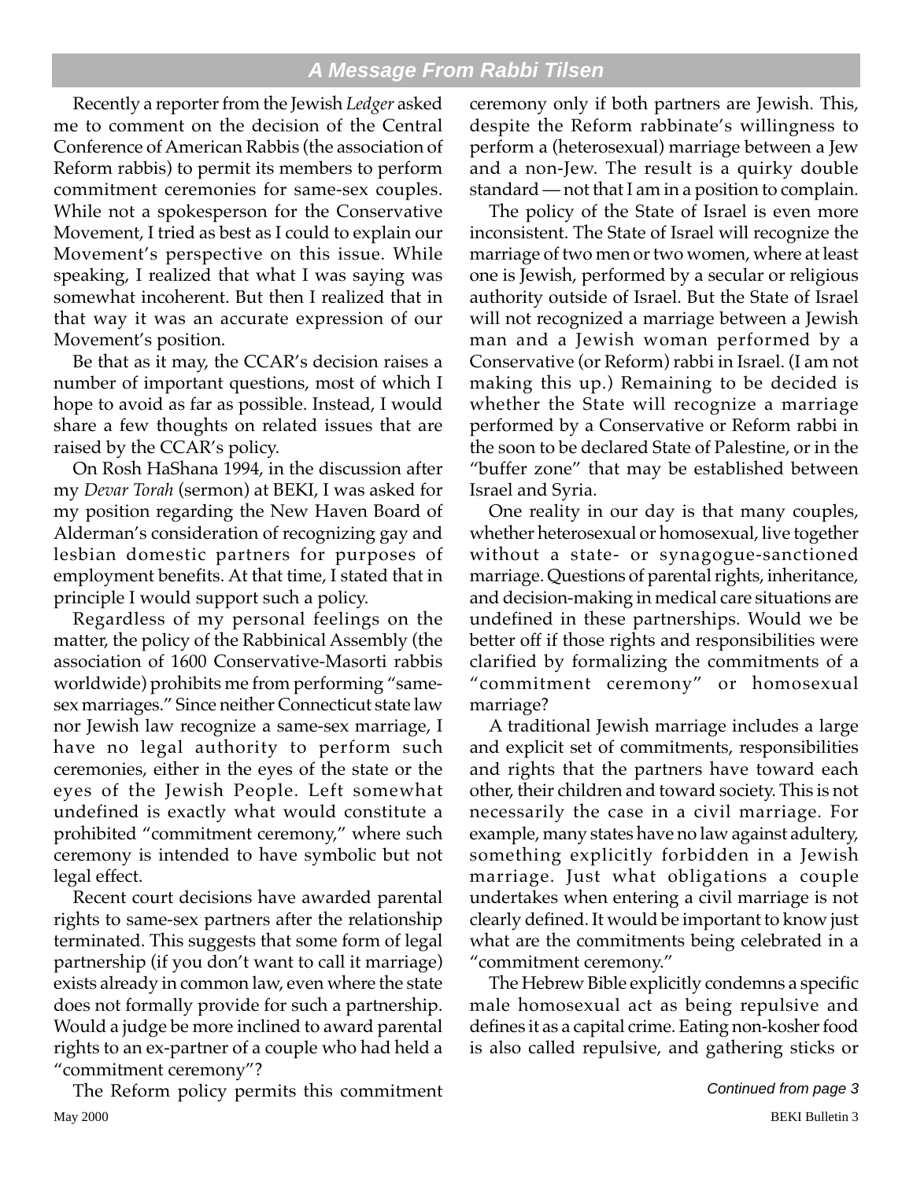## A Message From Rabbi Tilsen

Recently a reporter from the Jewish *Ledger* asked me to comment on the decision of the Central Conference of American Rabbis (the association of Reform rabbis) to permit its members to perform commitment ceremonies for same-sex couples. While not a spokesperson for the Conservative Movement, I tried as best as I could to explain our Movement's perspective on this issue. While speaking, I realized that what I was saying was somewhat incoherent. But then I realized that in that way it was an accurate expression of our Movement's position.

Be that as it may, the CCAR's decision raises a number of important questions, most of which I hope to avoid as far as possible. Instead, I would share a few thoughts on related issues that are raised by the CCAR's policy.

On Rosh HaShana 1994, in the discussion after my *Devar Torah* (sermon) at BEKI, I was asked for my position regarding the New Haven Board of Alderman's consideration of recognizing gay and lesbian domestic partners for purposes of employment benefits. At that time, I stated that in principle I would support such a policy.

Regardless of my personal feelings on the matter, the policy of the Rabbinical Assembly (the association of 1600 Conservative-Masorti rabbis worldwide) prohibits me from performing "same-sex marriages." Since neither Connecticut state law nor Jewish law recognize a same-sex marriage, I have no legal authority to perform such ceremonies, either in the eyes of the state or the eyes of the Jewish People. Left somewhat undefined is exactly what would constitute a prohibited "commitment ceremony," where such ceremony is intended to have symbolic but not legal effect.

Recent court decisions have awarded parental rights to same-sex partners after the relationship terminated. This suggests that some form of legal partnership (if you don't want to call it marriage) exists already in common law, even where the state does not formally provide for such a partnership. Would a judge be more inclined to award parental rights to an ex-partner of a couple who had held a "commitment ceremony"?

The Reform policy permits this commitment ceremony only if both partners are Jewish. This, despite the Reform rabbinate's willingness to perform a (heterosexual) marriage between a Jew and a non-Jew. The result is a quirky double standard — not that I am in a position to complain.

The policy of the State of Israel is even more inconsistent. The State of Israel will recognize the marriage of two men or two women, where at least one is Jewish, performed by a secular or religious authority outside of Israel. But the State of Israel will not recognized a marriage between a Jewish man and a Jewish woman performed by a Conservative (or Reform) rabbi in Israel. (I am not making this up.) Remaining to be decided is whether the State will recognize a marriage performed by a Conservative or Reform rabbi in the soon to be declared State of Palestine, or in the "buffer zone" that may be established between Israel and Syria.

One reality in our day is that many couples, whether heterosexual or homosexual, live together without a state- or synagogue-sanctioned marriage. Questions of parental rights, inheritance, and decision-making in medical care situations are undefined in these partnerships. Would we be better off if those rights and responsibilities were clarified by formalizing the commitments of a "commitment ceremony" or homosexual marriage?

A traditional Jewish marriage includes a large and explicit set of commitments, responsibilities and rights that the partners have toward each other, their children and toward society. This is not necessarily the case in a civil marriage. For example, many states have no law against adultery, something explicitly forbidden in a Jewish marriage. Just what obligations a couple undertakes when entering a civil marriage is not clearly defined. It would be important to know just what are the commitments being celebrated in a "commitment ceremony."

The Hebrew Bible explicitly condemns a specific male homosexual act as being repulsive and defines it as a capital crime. Eating non-kosher food is also called repulsive, and gathering sticks or

*Continued from page 3*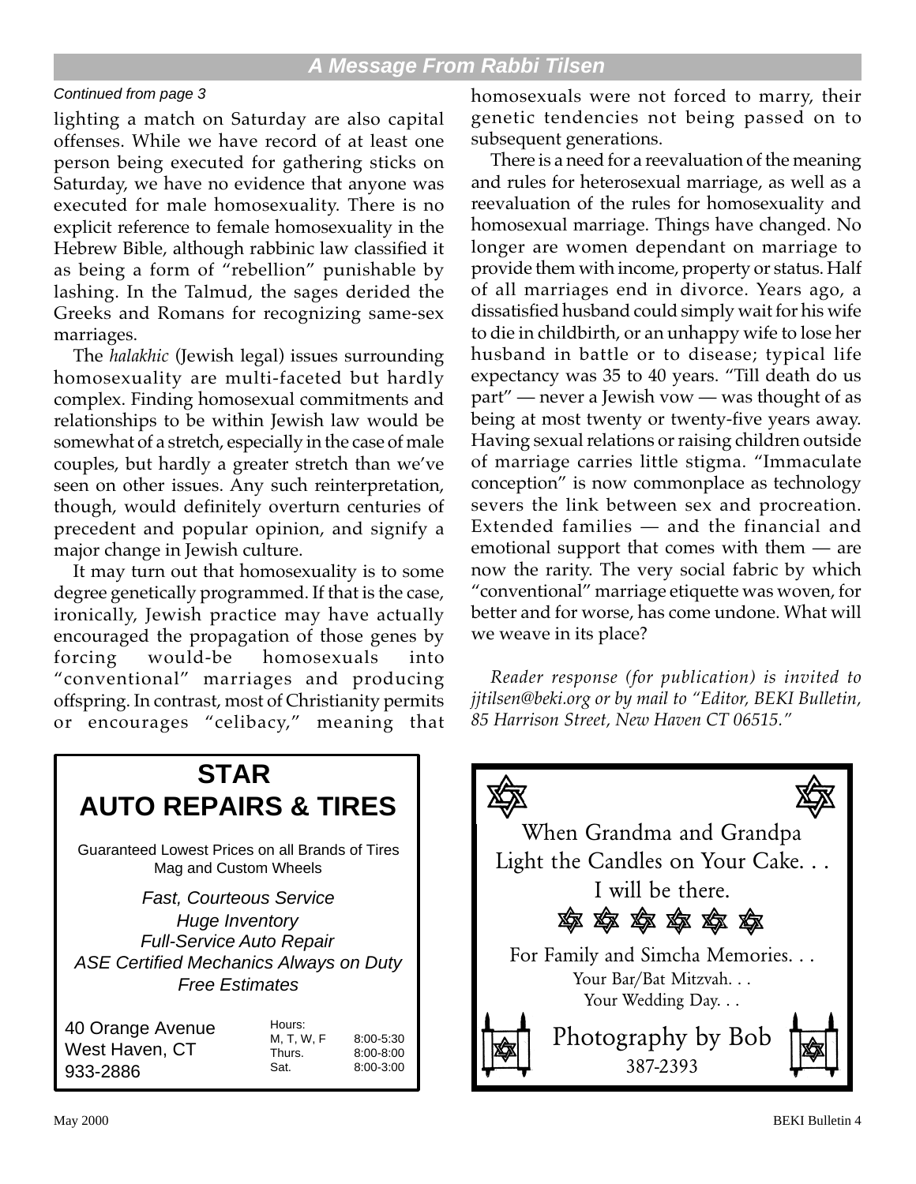## A Message From Rabbi Tilsen

*Continued from page 3*

lighting a match on Saturday are also capital offenses. While we have record of at least one person being executed for gathering sticks on Saturday, we have no evidence that anyone was executed for male homosexuality. There is no explicit reference to female homosexuality in the Hebrew Bible, although rabbinic law classified it as being a form of "rebellion" punishable by lashing. In the Talmud, the sages derided the Greeks and Romans for recognizing same-sex marriages.

The *halakhic* (Jewish legal) issues surrounding homosexuality are multi-faceted but hardly complex. Finding homosexual commitments and relationships to be within Jewish law would be somewhat of a stretch, especially in the case of male couples, but hardly a greater stretch than we've seen on other issues. Any such reinterpretation, though, would definitely overturn centuries of precedent and popular opinion, and signify a major change in Jewish culture.

It may turn out that homosexuality is to some degree genetically programmed. If that is the case, ironically, Jewish practice may have actually encouraged the propagation of those genes by forcing would-be homosexuals into "conventional" marriages and producing offspring. In contrast, most of Christianity permits or encourages "celibacy," meaning that homosexuals were not forced to marry, their genetic tendencies not being passed on to subsequent generations.

There is a need for a reevaluation of the meaning and rules for heterosexual marriage, as well as a reevaluation of the rules for homosexuality and homosexual marriage. Things have changed. No longer are women dependant on marriage to provide them with income, property or status. Half of all marriages end in divorce. Years ago, a dissatisfied husband could simply wait for his wife to die in childbirth, or an unhappy wife to lose her husband in battle or to disease; typical life expectancy was 35 to 40 years. "Till death do us part" — never a Jewish vow — was thought of as being at most twenty or twenty-five years away. Having sexual relations or raising children outside of marriage carries little stigma. "Immaculate conception" is now commonplace as technology severs the link between sex and procreation. Extended families — and the financial and emotional support that comes with them — are now the rarity. The very social fabric by which "conventional" marriage etiquette was woven, for better and for worse, has come undone. What will we weave in its place?

*Reader response (for publication) is invited to jjtilsen@beki.org or by mail to "Editor, BEKI Bulletin, 85 Harrison Street, New Haven CT 06515."*

---

**STAR**
**AUTO REPAIRS & TIRES**

Guaranteed Lowest Prices on all Brands of Tires
Mag and Custom Wheels

*Fast, Courteous Service*
*Huge Inventory*
*Full-Service Auto Repair*
*ASE Certified Mechanics Always on Duty*
*Free Estimates*

40 Orange Avenue
West Haven, CT
933-2886

Hours:

| | |
|---|---|
| M, T, W, F | 8:00-5:30 |
| Thurs. | 8:00-8:00 |
| Sat. | 8:00-3:00 |

---

When Grandma and Grandpa
Light the Candles on Your Cake. . .
I will be there.

For Family and Simcha Memories. . .
Your Bar/Bat Mitzvah. . .
Your Wedding Day. . .

Photography by Bob
387-2393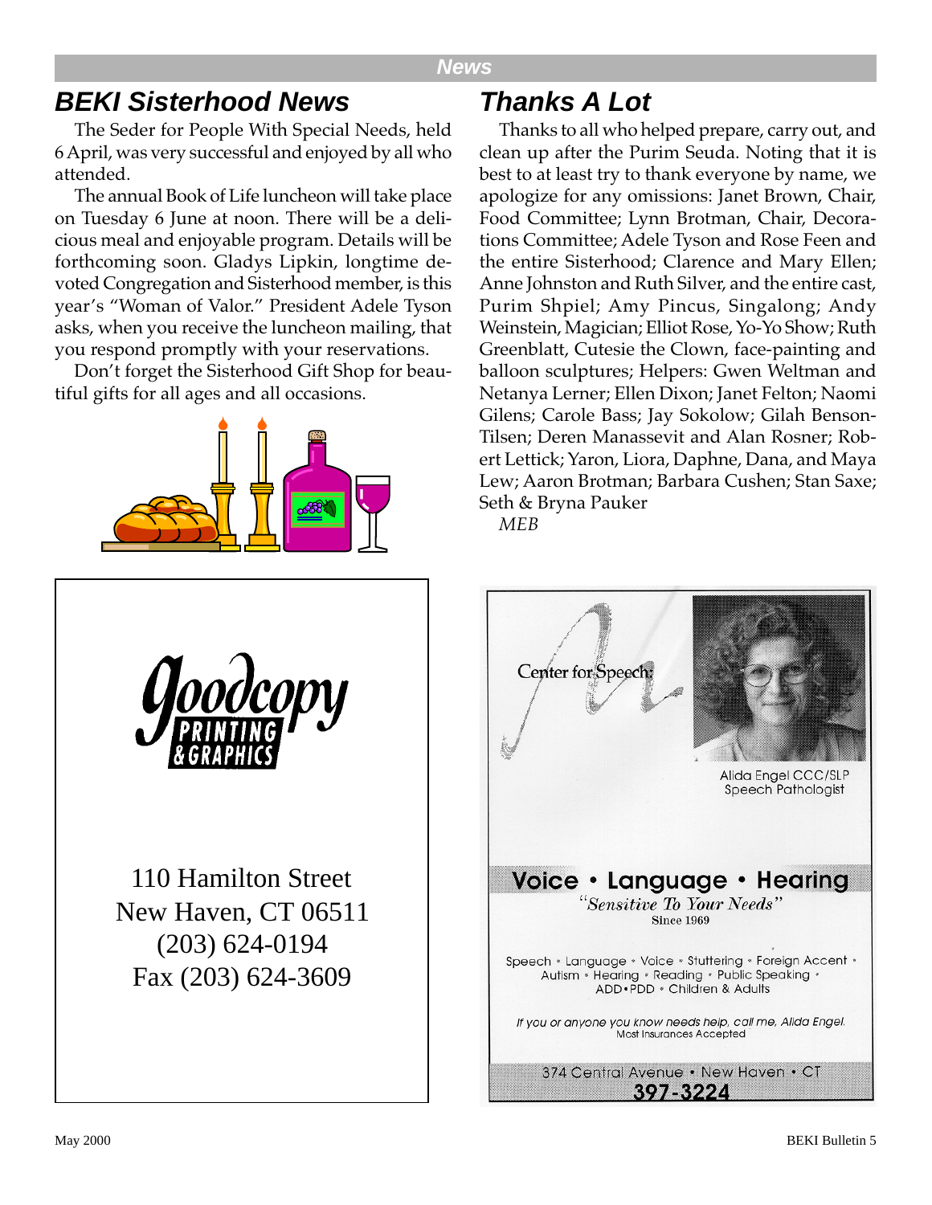## BEKI Sisterhood News

The Seder for People With Special Needs, held 6 April, was very successful and enjoyed by all who attended.

The annual Book of Life luncheon will take place on Tuesday 6 June at noon. There will be a delicious meal and enjoyable program. Details will be forthcoming soon. Gladys Lipkin, longtime devoted Congregation and Sisterhood member, is this year's "Woman of Valor." President Adele Tyson asks, when you receive the luncheon mailing, that you respond promptly with your reservations.

Don't forget the Sisterhood Gift Shop for beautiful gifts for all ages and all occasions.

## Thanks A Lot

Thanks to all who helped prepare, carry out, and clean up after the Purim Seuda. Noting that it is best to at least try to thank everyone by name, we apologize for any omissions: Janet Brown, Chair, Food Committee; Lynn Brotman, Chair, Decorations Committee; Adele Tyson and Rose Feen and the entire Sisterhood; Clarence and Mary Ellen; Anne Johnston and Ruth Silver, and the entire cast, Purim Shpiel; Amy Pincus, Singalong; Andy Weinstein, Magician; Elliot Rose, Yo-Yo Show; Ruth Greenblatt, Cutesie the Clown, face-painting and balloon sculptures; Helpers: Gwen Weltman and Netanya Lerner; Ellen Dixon; Janet Felton; Naomi Gilens; Carole Bass; Jay Sokolow; Gilah Benson-Tilsen; Deren Manassevit and Alan Rosner; Robert Lettick; Yaron, Liora, Daphne, Dana, and Maya Lew; Aaron Brotman; Barbara Cushen; Stan Saxe; Seth & Bryna Pauker

*MEB*

---

**goodcopy PRINTING & GRAPHICS**

110 Hamilton Street
New Haven, CT 06511
(203) 624-0194
Fax (203) 624-3609

---

Center for Speech

Alida Engel CCC/SLP
Speech Pathologist

**Voice • Language • Hearing**

*"Sensitive To Your Needs"*
Since 1969

Speech • Language • Voice • Stuttering • Foreign Accent • Autism • Hearing • Reading • Public Speaking • ADD•PDD • Children & Adults

*If you or anyone you know needs help, call me, Alida Engel.*
Most Insurances Accepted

374 Central Avenue • New Haven • CT
**397-3224**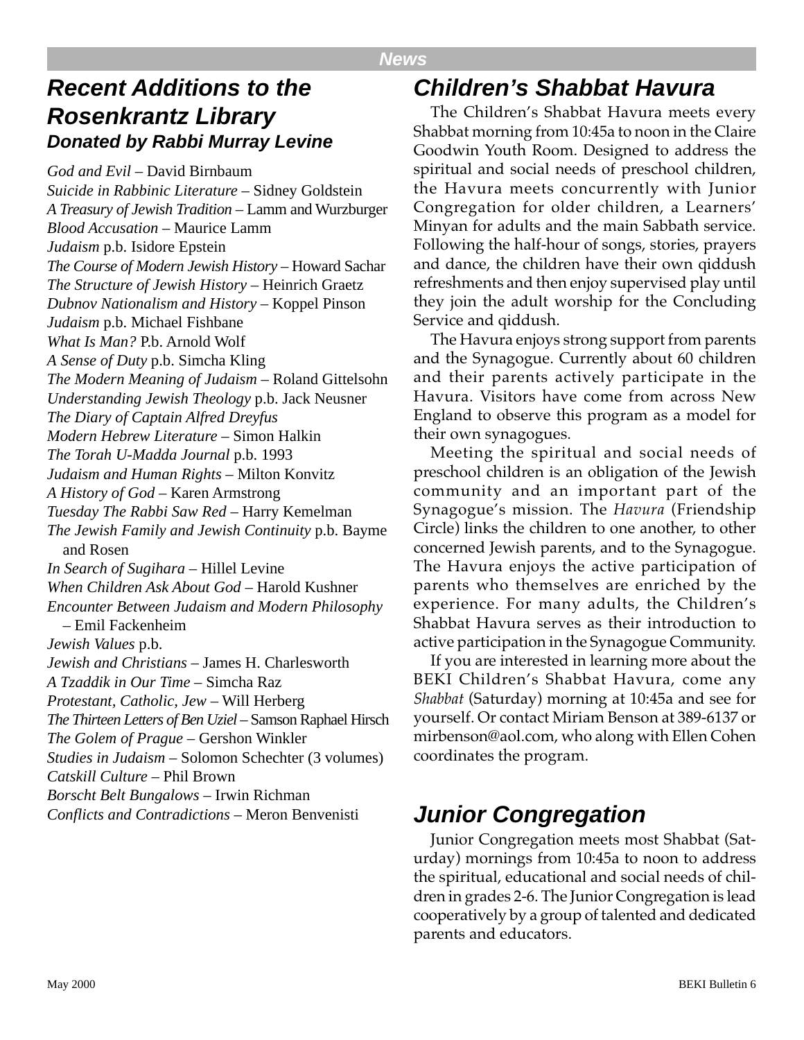## Recent Additions to the Rosenkrantz Library

### *Donated by Rabbi Murray Levine*

*God and Evil* – David Birnbaum
*Suicide in Rabbinic Literature* – Sidney Goldstein
*A Treasury of Jewish Tradition* – Lamm and Wurzburger
*Blood Accusation* – Maurice Lamm
*Judaism* p.b. Isidore Epstein
*The Course of Modern Jewish History* – Howard Sachar
*The Structure of Jewish History* – Heinrich Graetz
*Dubnov Nationalism and History* – Koppel Pinson
*Judaism* p.b. Michael Fishbane
*What Is Man?* P.b. Arnold Wolf
*A Sense of Duty* p.b. Simcha Kling
*The Modern Meaning of Judaism* – Roland Gittelsohn
*Understanding Jewish Theology* p.b. Jack Neusner
*The Diary of Captain Alfred Dreyfus*
*Modern Hebrew Literature* – Simon Halkin
*The Torah U-Madda Journal* p.b. 1993
*Judaism and Human Rights* – Milton Konvitz
*A History of God* – Karen Armstrong
*Tuesday The Rabbi Saw Red* – Harry Kemelman
*The Jewish Family and Jewish Continuity* p.b. Bayme and Rosen
*In Search of Sugihara* – Hillel Levine
*When Children Ask About God* – Harold Kushner
*Encounter Between Judaism and Modern Philosophy* – Emil Fackenheim
*Jewish Values* p.b.
*Jewish and Christians* – James H. Charlesworth
*A Tzaddik in Our Time* – Simcha Raz
*Protestant, Catholic, Jew* – Will Herberg
*The Thirteen Letters of Ben Uziel* – Samson Raphael Hirsch
*The Golem of Prague* – Gershon Winkler
*Studies in Judaism* – Solomon Schechter (3 volumes)
*Catskill Culture* – Phil Brown
*Borscht Belt Bungalows* – Irwin Richman
*Conflicts and Contradictions* – Meron Benvenisti

## Children's Shabbat Havura

The Children's Shabbat Havura meets every Shabbat morning from 10:45a to noon in the Claire Goodwin Youth Room. Designed to address the spiritual and social needs of preschool children, the Havura meets concurrently with Junior Congregation for older children, a Learners' Minyan for adults and the main Sabbath service. Following the half-hour of songs, stories, prayers and dance, the children have their own qiddush refreshments and then enjoy supervised play until they join the adult worship for the Concluding Service and qiddush.

The Havura enjoys strong support from parents and the Synagogue. Currently about 60 children and their parents actively participate in the Havura. Visitors have come from across New England to observe this program as a model for their own synagogues.

Meeting the spiritual and social needs of preschool children is an obligation of the Jewish community and an important part of the Synagogue's mission. The *Havura* (Friendship Circle) links the children to one another, to other concerned Jewish parents, and to the Synagogue. The Havura enjoys the active participation of parents who themselves are enriched by the experience. For many adults, the Children's Shabbat Havura serves as their introduction to active participation in the Synagogue Community.

If you are interested in learning more about the BEKI Children's Shabbat Havura, come any *Shabbat* (Saturday) morning at 10:45a and see for yourself. Or contact Miriam Benson at 389-6137 or mirbenson@aol.com, who along with Ellen Cohen coordinates the program.

## Junior Congregation

Junior Congregation meets most Shabbat (Saturday) mornings from 10:45a to noon to address the spiritual, educational and social needs of children in grades 2-6. The Junior Congregation is lead cooperatively by a group of talented and dedicated parents and educators.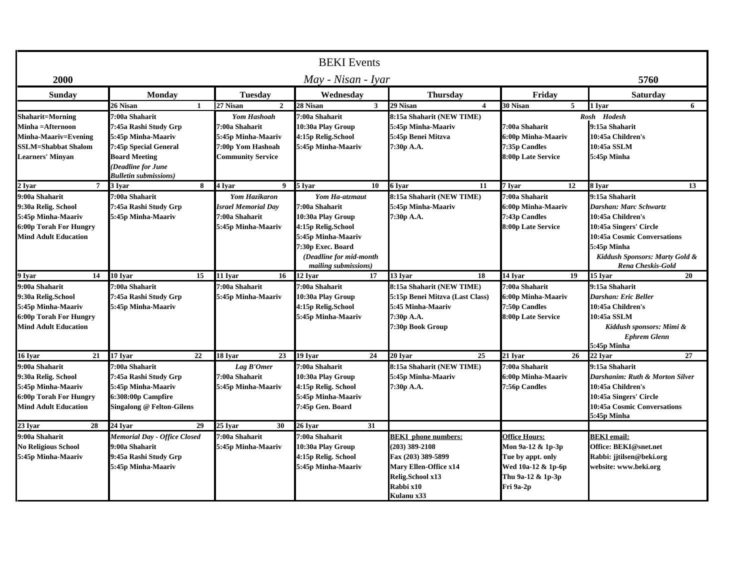# BEKI Events

**2000** — *May - Nisan - Iyar* — **5760**

| Sunday | Monday | Tuesday | Wednesday | Thursday | Friday | Saturday |
|---|---|---|---|---|---|---|
| | 26 Nisan 1 | 27 Nisan 2 | 28 Nisan 3 | 29 Nisan 4 | 30 Nisan 5 | 1 Iyar 6 |
| Shaharit=Morning<br>Minha =Afternoon<br>Minha-Maariv=Evening<br>SSLM=Shabbat Shalom<br>Learners' Minyan | 7:00a Shaharit<br>7:45a Rashi Study Grp<br>5:45p Minha-Maariv<br>7:45p Special General Board Meeting<br>*(Deadline for June Bulletin submissions)* | *Yom Hashoah*<br>7:00a Shaharit<br>5:45p Minha-Maariv<br>7:00p Yom Hashoah Community Service | 7:00a Shaharit<br>10:30a Play Group<br>4:15p Relig.School<br>5:45p Minha-Maariv | 8:15a Shaharit (NEW TIME)<br>5:45p Minha-Maariv<br>5:45p Benei Mitzva<br>7:30p A.A. | *Rosh Hodesh*<br>7:00a Shaharit<br>6:00p Minha-Maariv<br>7:35p Candles<br>8:00p Late Service | 9:15a Shaharit<br>10:45a Children's<br>10:45a SSLM<br>5:45p Minha |
| 2 Iyar 7 | 3 Iyar 8 | 4 Iyar 9 | 5 Iyar 10 | 6 Iyar 11 | 7 Iyar 12 | 8 Iyar 13 |
| 9:00a Shaharit<br>9:30a Relig. School<br>5:45p Minha-Maariv<br>6:00p Torah For Hungry Mind Adult Education | 7:00a Shaharit<br>7:45a Rashi Study Grp<br>5:45p Minha-Maariv | *Yom Hazikaron*<br>*Israel Memorial Day*<br>7:00a Shaharit<br>5:45p Minha-Maariv | *Yom Ha-atzmaut*<br>7:00a Shaharit<br>10:30a Play Group<br>4:15p Relig.School<br>5:45p Minha-Maariv<br>7:30p Exec. Board<br>*(Deadline for mid-month mailing submissions)* | 8:15a Shaharit (NEW TIME)<br>5:45p Minha-Maariv<br>7:30p A.A. | 7:00a Shaharit<br>6:00p Minha-Maariv<br>7:43p Candles<br>8:00p Late Service | 9:15a Shaharit<br>*Darshan: Marc Schwartz*<br>10:45a Children's<br>10:45a Singers' Circle<br>10:45a Cosmic Conversations<br>5:45p Minha<br>*Kiddush Sponsors: Marty Gold & Rena Cheskis-Gold* |
| 9 Iyar 14 | 10 Iyar 15 | 11 Iyar 16 | 12 Iyar 17 | 13 Iyar 18 | 14 Iyar 19 | 15 Iyar 20 |
| 9:00a Shaharit<br>9:30a Relig.School<br>5:45p Minha-Maariv<br>6:00p Torah For Hungry Mind Adult Education | 7:00a Shaharit<br>7:45a Rashi Study Grp<br>5:45p Minha-Maariv | 7:00a Shaharit<br>5:45p Minha-Maariv | 7:00a Shaharit<br>4:15p Relig.School<br>5:45p Minha-Maariv | 8:15a Shaharit (NEW TIME)<br>5:15p Benei Mitzva (Last Class)<br>5:45 Minha-Maariv<br>7:30p A.A.<br>7:30p Book Group | 7:00a Shaharit<br>6:00p Minha-Maariv<br>7:50p Candles<br>8:00p Late Service | 9:15a Shaharit<br>*Darshan: Eric Beller*<br>10:45a Children's<br>10:45a SSLM<br>*Kiddush sponsors: Mimi & Ephrem Glenn*<br>5:45p Minha |
| 16 Iyar 21 | 17 Iyar 22 | 18 Iyar 23 | 19 Iyar 24 | 20 Iyar 25 | 21 Iyar 26 | 22 Iyar 27 |
| 9:00a Shaharit<br>9:30a Relig. School<br>5:45p Minha-Maariv<br>6:00p Torah For Hungry Mind Adult Education | 7:00a Shaharit<br>7:45a Rashi Study Grp<br>5:45p Minha-Maariv<br>6:308:00p Campfire Singalong @ Felton-Gilens | *Lag B'Omer*<br>7:00a Shaharit<br>5:45p Minha-Maariv | 7:00a Shaharit<br>10:30a Play Group<br>4:15p Relig. School<br>5:45p Minha-Maariv<br>7:45p Gen. Board | 8:15a Shaharit (NEW TIME)<br>5:45p Minha-Maariv<br>7:30p A.A. | 7:00a Shaharit<br>6:00p Minha-Maariv<br>7:56p Candles | 9:15a Shaharit<br>*Darshanim: Ruth & Morton Silver*<br>10:45a Children's<br>10:45a Singers' Circle<br>10:45a Cosmic Conversations<br>5:45p Minha |
| 23 Iyar 28 | 24 Iyar 29 | 25 Iyar 30 | 26 Iyar 31 | | | |
| 9:00a Shaharit<br>No Religious School<br>5:45p Minha-Maariv | *Memorial Day - Office Closed*<br>9:00a Shaharit<br>9:45a Rashi Study Grp<br>5:45p Minha-Maariv | 7:00a Shaharit<br>5:45p Minha-Maariv | 7:00a Shaharit<br>10:30a Play Group<br>4:15p Relig. School<br>5:45p Minha-Maariv | BEKI phone numbers:<br>(203) 389-2108<br>Fax (203) 389-5899<br>Mary Ellen-Office x14<br>Relig.School x13<br>Rabbi x10<br>Kulanu x33 | Office Hours:<br>Mon 9a-12 & 1p-3p<br>Tue by appt. only<br>Wed 10a-12 & 1p-6p<br>Thu 9a-12 & 1p-3p<br>Fri 9a-2p | BEKI email:<br>Office: BEKI@snet.net<br>Rabbi: jjtilsen@beki.org<br>website: www.beki.org |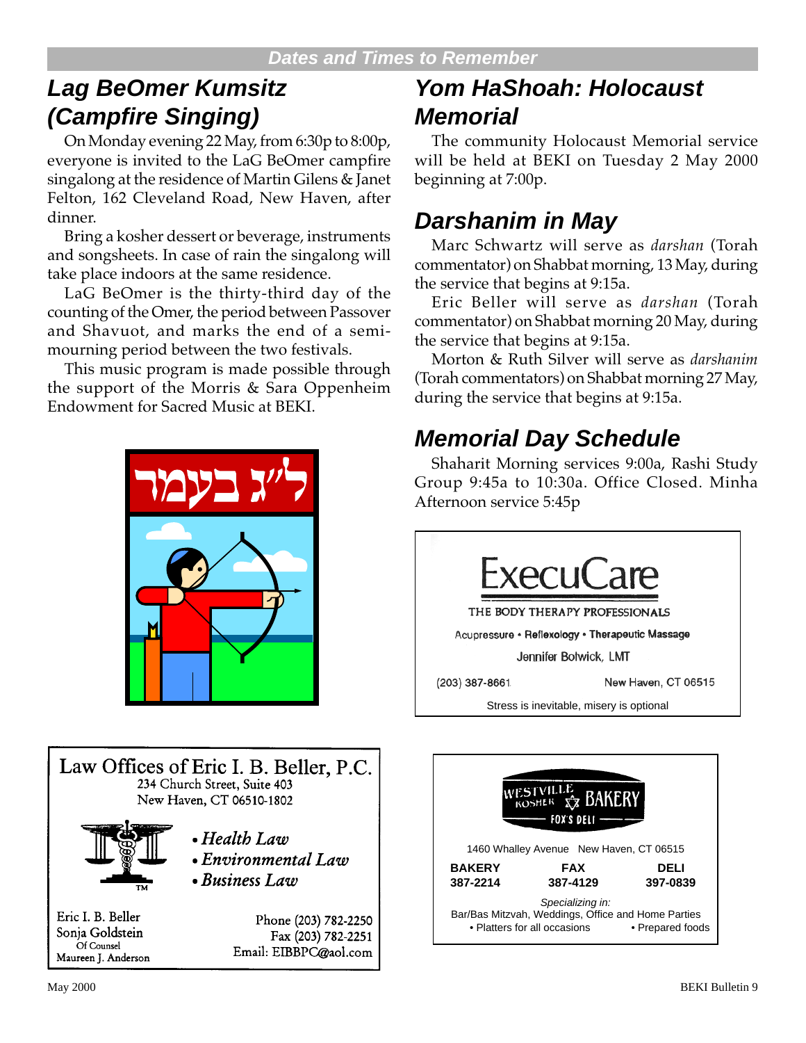## Dates and Times to Remember

## Lag BeOmer Kumsitz (Campfire Singing)

On Monday evening 22 May, from 6:30p to 8:00p, everyone is invited to the LaG BeOmer campfire singalong at the residence of Martin Gilens & Janet Felton, 162 Cleveland Road, New Haven, after dinner.

Bring a kosher dessert or beverage, instruments and songsheets. In case of rain the singalong will take place indoors at the same residence.

LaG BeOmer is the thirty-third day of the counting of the Omer, the period between Passover and Shavuot, and marks the end of a semi-mourning period between the two festivals.

This music program is made possible through the support of the Morris & Sara Oppenheim Endowment for Sacred Music at BEKI.

ל״ג בעמר

## Yom HaShoah: Holocaust Memorial

The community Holocaust Memorial service will be held at BEKI on Tuesday 2 May 2000 beginning at 7:00p.

## Darshanim in May

Marc Schwartz will serve as *darshan* (Torah commentator) on Shabbat morning, 13 May, during the service that begins at 9:15a.

Eric Beller will serve as *darshan* (Torah commentator) on Shabbat morning 20 May, during the service that begins at 9:15a.

Morton & Ruth Silver will serve as *darshanim* (Torah commentators) on Shabbat morning 27 May, during the service that begins at 9:15a.

## Memorial Day Schedule

Shaharit Morning services 9:00a, Rashi Study Group 9:45a to 10:30a. Office Closed. Minha Afternoon service 5:45p

---

**ExecuCare**

THE BODY THERAPY PROFESSIONALS

Acupressure • Reflexology • Therapeutic Massage

Jennifer Bolwick, LMT

(203) 387-8661 New Haven, CT 06515

Stress is inevitable, misery is optional

---

**Law Offices of Eric I. B. Beller, P.C.**
234 Church Street, Suite 403
New Haven, CT 06510-1802

- *Health Law*
- *Environmental Law*
- *Business Law*

Eric I. B. Beller
Sonja Goldstein
Of Counsel
Maureen J. Anderson

Phone (203) 782-2250
Fax (203) 782-2251
Email: EIBBPC@aol.com

---

**WESTVILLE KOSHER BAKERY**
FOX'S DELI

1460 Whalley Avenue New Haven, CT 06515

| BAKERY | FAX | DELI |
|---|---|---|
| 387-2214 | 387-4129 | 397-0839 |

*Specializing in:*
Bar/Bas Mitzvah, Weddings, Office and Home Parties
• Platters for all occasions • Prepared foods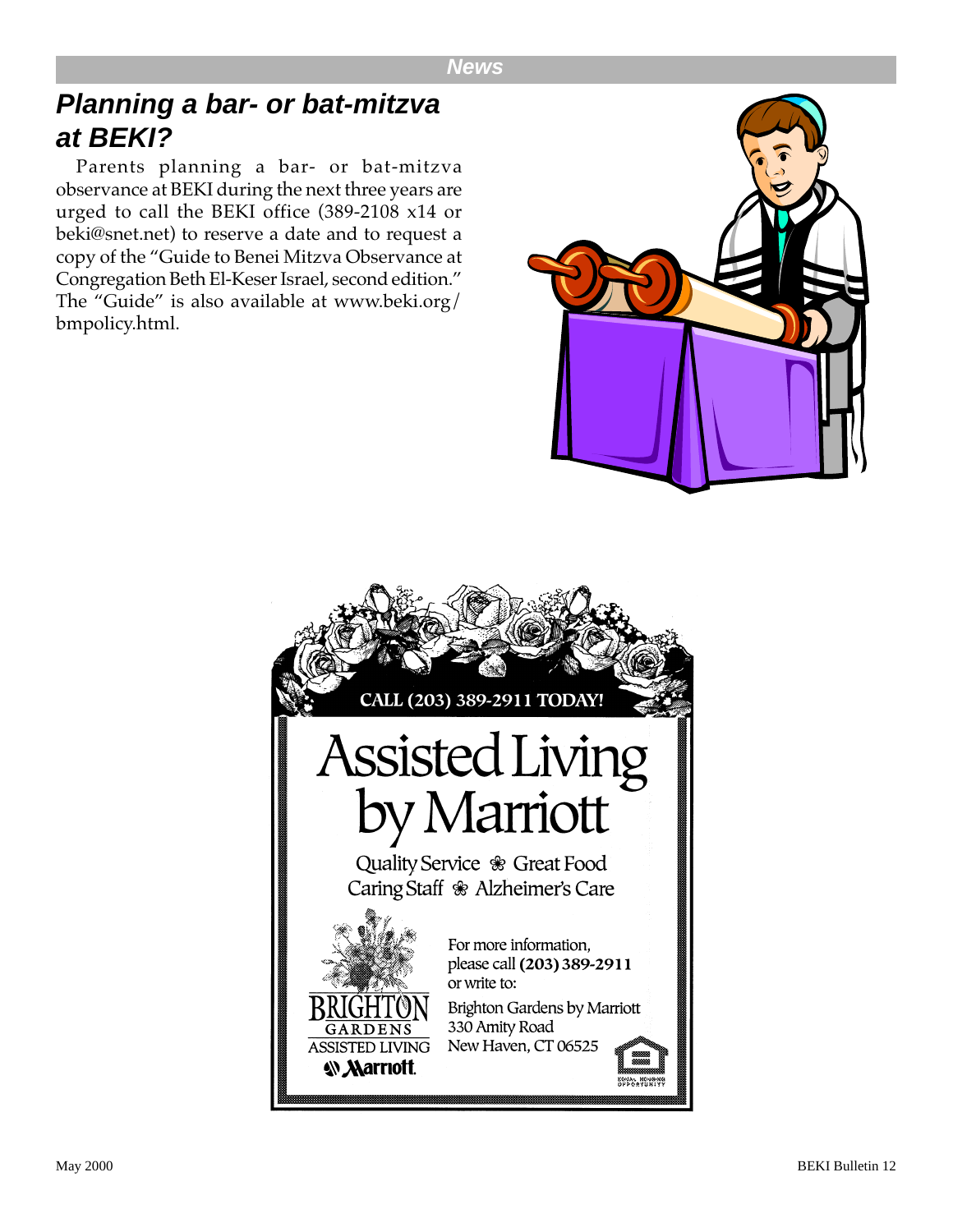## Planning a bar- or bat-mitzva at BEKI?

Parents planning a bar- or bat-mitzva observance at BEKI during the next three years are urged to call the BEKI office (389-2108 x14 or beki@snet.net) to reserve a date and to request a copy of the "Guide to Benei Mitzva Observance at Congregation Beth El-Keser Israel, second edition." The "Guide" is also available at www.beki.org/bmpolicy.html.

CALL (203) 389-2911 TODAY!

# Assisted Living by Marriott

Quality Service ❀ Great Food
Caring Staff ❀ Alzheimer's Care

For more information, please call **(203) 389-2911** or write to:

Brighton Gardens by Marriott
330 Amity Road
New Haven, CT 06525

BRIGHTON GARDENS
ASSISTED LIVING
Marriott

EQUAL HOUSING OPPORTUNITY